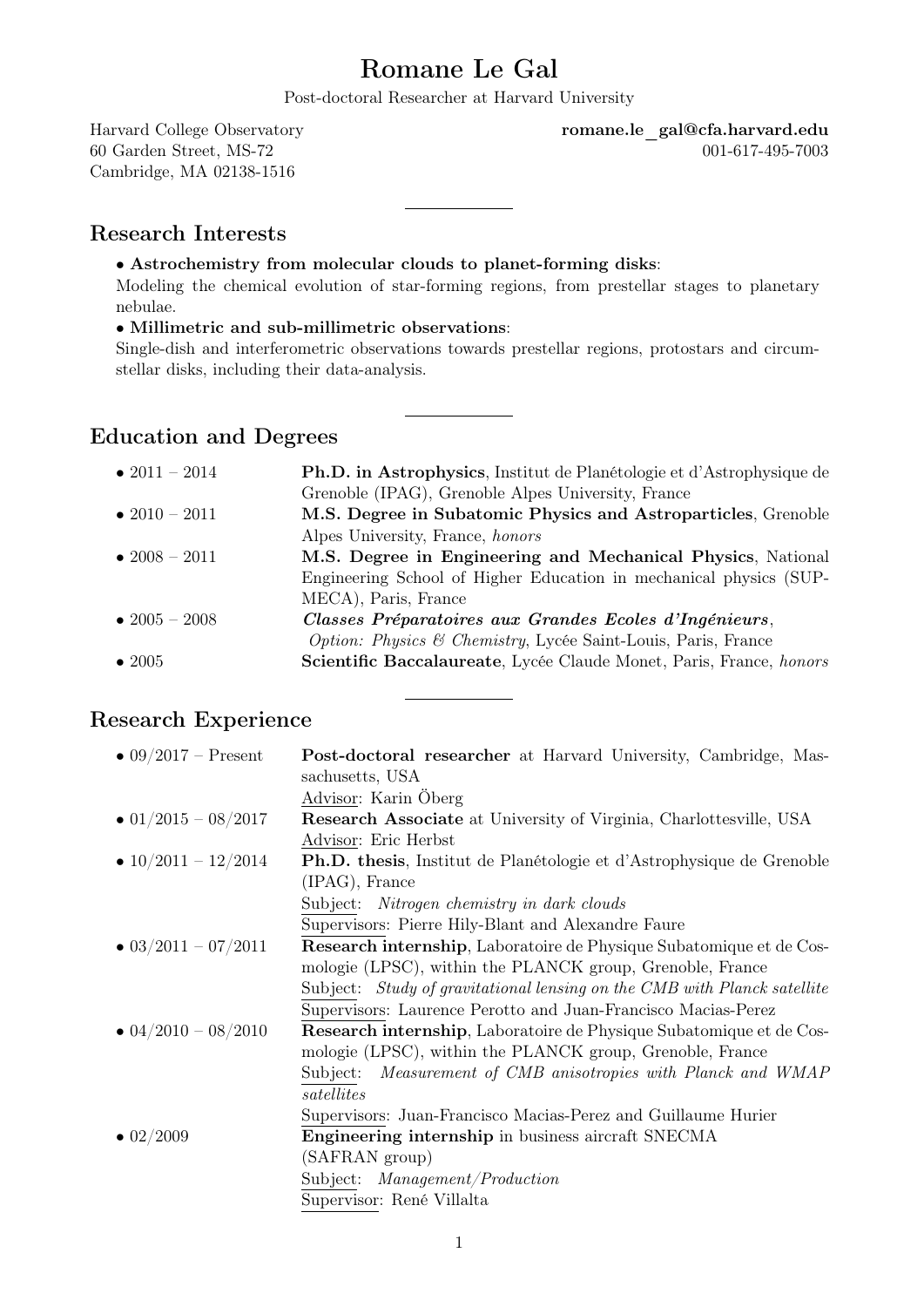# Romane Le Gal

Post-doctoral Researcher at Harvard University

Harvard College Observatory
60 Garden Street, MS-72
Cambridge, MA 02138-1516

**romane.le_gal@cfa.harvard.edu**
001-617-495-7003

## Research Interests

- **Astrochemistry from molecular clouds to planet-forming disks**:
Modeling the chemical evolution of star-forming regions, from prestellar stages to planetary nebulae.
- **Millimetric and sub-millimetric observations**:
Single-dish and interferometric observations towards prestellar regions, protostars and circumstellar disks, including their data-analysis.

## Education and Degrees

- 2011 – 2014: **Ph.D. in Astrophysics**, Institut de Planétologie et d'Astrophysique de Grenoble (IPAG), Grenoble Alpes University, France
- 2010 – 2011: **M.S. Degree in Subatomic Physics and Astroparticles**, Grenoble Alpes University, France, *honors*
- 2008 – 2011: **M.S. Degree in Engineering and Mechanical Physics**, National Engineering School of Higher Education in mechanical physics (SUPMECA), Paris, France
- 2005 – 2008: ***Classes Préparatoires aux Grandes Ecoles d'Ingénieurs***, *Option: Physics & Chemistry*, Lycée Saint-Louis, Paris, France
- 2005: **Scientific Baccalaureate**, Lycée Claude Monet, Paris, France, *honors*

## Research Experience

- 09/2017 – Present: **Post-doctoral researcher** at Harvard University, Cambridge, Massachusetts, USA
Advisor: Karin Öberg
- 01/2015 – 08/2017: **Research Associate** at University of Virginia, Charlottesville, USA
Advisor: Eric Herbst
- 10/2011 – 12/2014: **Ph.D. thesis**, Institut de Planétologie et d'Astrophysique de Grenoble (IPAG), France
Subject: *Nitrogen chemistry in dark clouds*
Supervisors: Pierre Hily-Blant and Alexandre Faure
- 03/2011 – 07/2011: **Research internship**, Laboratoire de Physique Subatomique et de Cosmologie (LPSC), within the PLANCK group, Grenoble, France
Subject: *Study of gravitational lensing on the CMB with Planck satellite*
Supervisors: Laurence Perotto and Juan-Francisco Macias-Perez
- 04/2010 – 08/2010: **Research internship**, Laboratoire de Physique Subatomique et de Cosmologie (LPSC), within the PLANCK group, Grenoble, France
Subject: *Measurement of CMB anisotropies with Planck and WMAP satellites*
Supervisors: Juan-Francisco Macias-Perez and Guillaume Hurier
- 02/2009: **Engineering internship** in business aircraft SNECMA (SAFRAN group)
Subject: *Management/Production*
Supervisor: René Villalta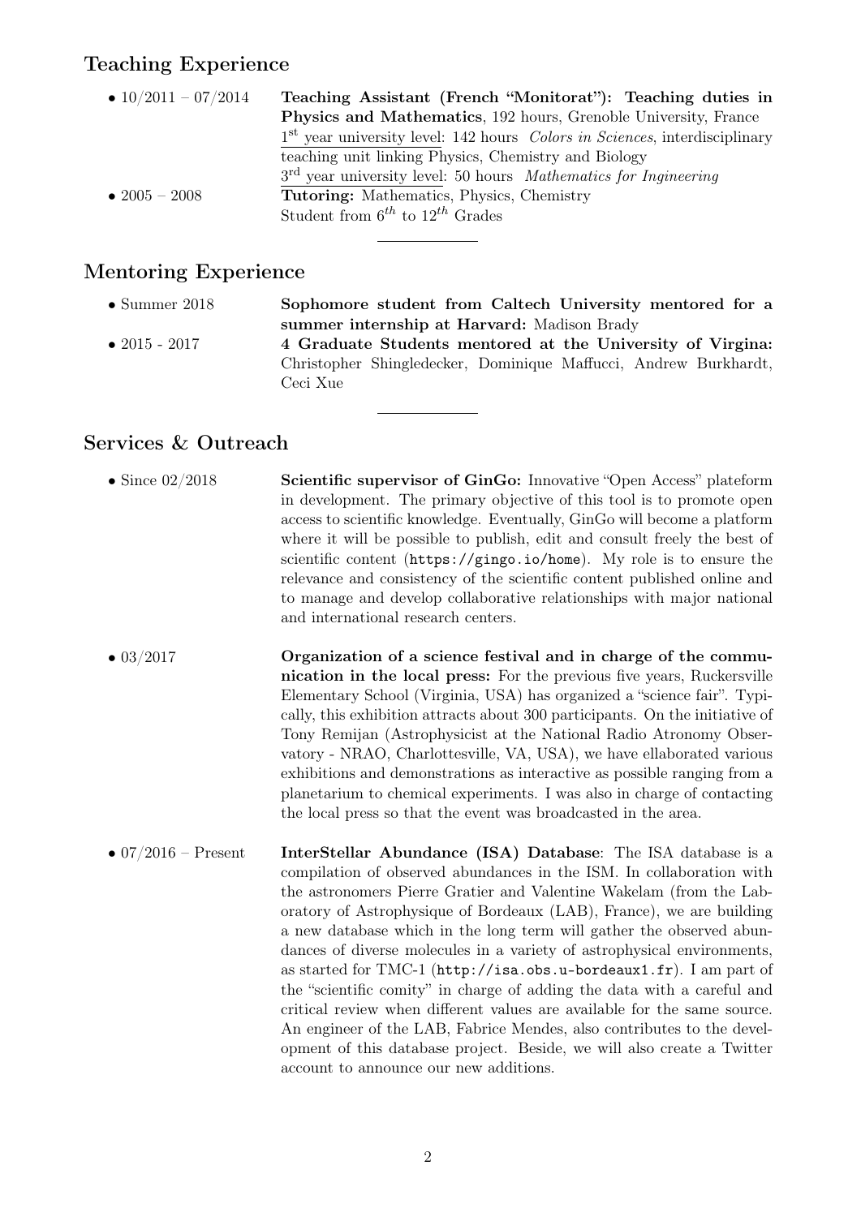## Teaching Experience

- 10/2011 – 07/2014 **Teaching Assistant (French "Monitorat"): Teaching duties in Physics and Mathematics**, 192 hours, Grenoble University, France
  1st year university level: 142 hours *Colors in Sciences*, interdisciplinary teaching unit linking Physics, Chemistry and Biology
  3rd year university level: 50 hours *Mathematics for Ingineering*
- 2005 – 2008 **Tutoring:** Mathematics, Physics, Chemistry
  Student from $6^{th}$ to $12^{th}$ Grades

## Mentoring Experience

- Summer 2018 **Sophomore student from Caltech University mentored for a summer internship at Harvard:** Madison Brady
- 2015 - 2017 **4 Graduate Students mentored at the University of Virgina:** Christopher Shingledecker, Dominique Maffucci, Andrew Burkhardt, Ceci Xue

## Services & Outreach

- Since 02/2018 **Scientific supervisor of GinGo:** Innovative "Open Access" plateform in development. The primary objective of this tool is to promote open access to scientific knowledge. Eventually, GinGo will become a platform where it will be possible to publish, edit and consult freely the best of scientific content (`https://gingo.io/home`). My role is to ensure the relevance and consistency of the scientific content published online and to manage and develop collaborative relationships with major national and international research centers.

- 03/2017 **Organization of a science festival and in charge of the communication in the local press:** For the previous five years, Ruckersville Elementary School (Virginia, USA) has organized a "science fair". Typically, this exhibition attracts about 300 participants. On the initiative of Tony Remijan (Astrophysicist at the National Radio Atronomy Observatory - NRAO, Charlottesville, VA, USA), we have elaborated various exhibitions and demonstrations as interactive as possible ranging from a planetarium to chemical experiments. I was also in charge of contacting the local press so that the event was broadcasted in the area.

- 07/2016 – Present **InterStellar Abundance (ISA) Database**: The ISA database is a compilation of observed abundances in the ISM. In collaboration with the astronomers Pierre Gratier and Valentine Wakelam (from the Laboratory of Astrophysique of Bordeaux (LAB), France), we are building a new database which in the long term will gather the observed abundances of diverse molecules in a variety of astrophysical environments, as started for TMC-1 (`http://isa.obs.u-bordeaux1.fr`). I am part of the "scientific comity" in charge of adding the data with a careful and critical review when different values are available for the same source. An engineer of the LAB, Fabrice Mendes, also contributes to the development of this database project. Beside, we will also create a Twitter account to announce our new additions.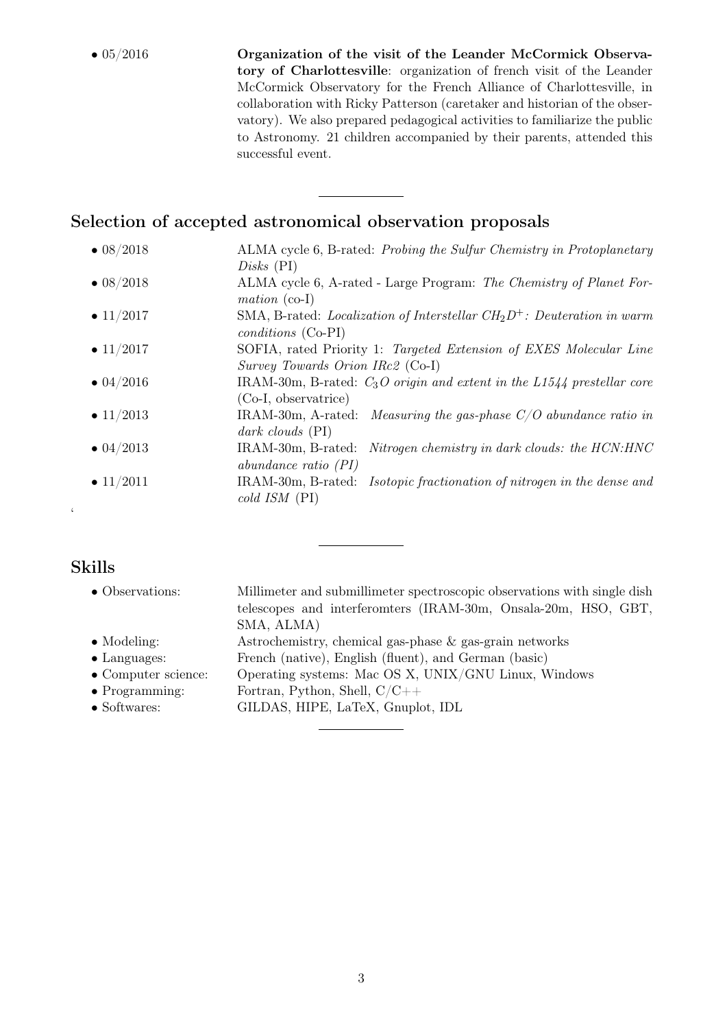- 05/2016 **Organization of the visit of the Leander McCormick Observatory of Charlottesville**: organization of french visit of the Leander McCormick Observatory for the French Alliance of Charlottesville, in collaboration with Ricky Patterson (caretaker and historian of the observatory). We also prepared pedagogical activities to familiarize the public to Astronomy. 21 children accompanied by their parents, attended this successful event.

---

## Selection of accepted astronomical observation proposals

- 08/2018 ALMA cycle 6, B-rated: *Probing the Sulfur Chemistry in Protoplanetary Disks* (PI)
- 08/2018 ALMA cycle 6, A-rated - Large Program: *The Chemistry of Planet Formation* (co-I)
- 11/2017 SMA, B-rated: *Localization of Interstellar $CH_2D^+$: Deuteration in warm conditions* (Co-PI)
- 11/2017 SOFIA, rated Priority 1: *Targeted Extension of EXES Molecular Line Survey Towards Orion IRc2* (Co-I)
- 04/2016 IRAM-30m, B-rated: *$C_3O$ origin and extent in the L1544 prestellar core* (Co-I, observatrice)
- 11/2013 IRAM-30m, A-rated: *Measuring the gas-phase C/O abundance ratio in dark clouds* (PI)
- 04/2013 IRAM-30m, B-rated: *Nitrogen chemistry in dark clouds: the HCN:HNC abundance ratio (PI)*
- 11/2011 IRAM-30m, B-rated: *Isotopic fractionation of nitrogen in the dense and cold ISM* (PI)

‘

---

## Skills

- Observations: Millimeter and submillimeter spectroscopic observations with single dish telescopes and interferomters (IRAM-30m, Onsala-20m, HSO, GBT, SMA, ALMA)
- Modeling: Astrochemistry, chemical gas-phase & gas-grain networks
- Languages: French (native), English (fluent), and German (basic)
- Computer science: Operating systems: Mac OS X, UNIX/GNU Linux, Windows
- Programming: Fortran, Python, Shell, C/C++
- Softwares: GILDAS, HIPE, LaTeX, Gnuplot, IDL

---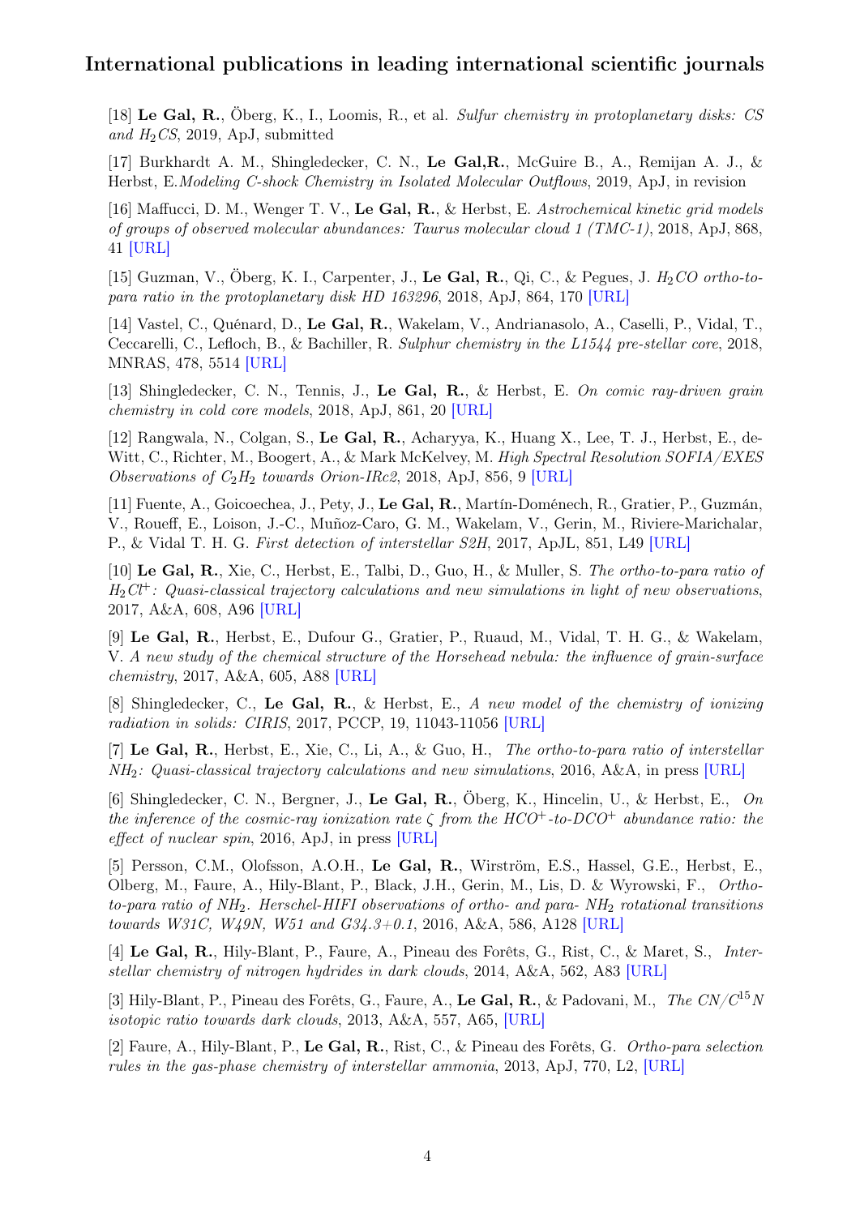## International publications in leading international scientific journals

[18] **Le Gal, R.**, Öberg, K., I., Loomis, R., et al. *Sulfur chemistry in protoplanetary disks: CS and $H_2CS$*, 2019, ApJ, submitted

[17] Burkhardt A. M., Shingledecker, C. N., **Le Gal,R.**, McGuire B., A., Remijan A. J., & Herbst, E.*Modeling C-shock Chemistry in Isolated Molecular Outflows*, 2019, ApJ, in revision

[16] Maffucci, D. M., Wenger T. V., **Le Gal, R.**, & Herbst, E. *Astrochemical kinetic grid models of groups of observed molecular abundances: Taurus molecular cloud 1 (TMC-1)*, 2018, ApJ, 868, 41 [URL]

[15] Guzman, V., Öberg, K. I., Carpenter, J., **Le Gal, R.**, Qi, C., & Pegues, J. *$H_2CO$ ortho-to-para ratio in the protoplanetary disk HD 163296*, 2018, ApJ, 864, 170 [URL]

[14] Vastel, C., Quénard, D., **Le Gal, R.**, Wakelam, V., Andrianasolo, A., Caselli, P., Vidal, T., Ceccarelli, C., Lefloch, B., & Bachiller, R. *Sulphur chemistry in the L1544 pre-stellar core*, 2018, MNRAS, 478, 5514 [URL]

[13] Shingledecker, C. N., Tennis, J., **Le Gal, R.**, & Herbst, E. *On comic ray-driven grain chemistry in cold core models*, 2018, ApJ, 861, 20 [URL]

[12] Rangwala, N., Colgan, S., **Le Gal, R.**, Acharyya, K., Huang X., Lee, T. J., Herbst, E., deWitt, C., Richter, M., Boogert, A., & Mark McKelvey, M. *High Spectral Resolution SOFIA/EXES Observations of $C_2H_2$ towards Orion-IRc2*, 2018, ApJ, 856, 9 [URL]

[11] Fuente, A., Goicoechea, J., Pety, J., **Le Gal, R.**, Martín-Doménech, R., Gratier, P., Guzmán, V., Roueff, E., Loison, J.-C., Muñoz-Caro, G. M., Wakelam, V., Gerin, M., Riviere-Marichalar, P., & Vidal T. H. G. *First detection of interstellar S2H*, 2017, ApJL, 851, L49 [URL]

[10] **Le Gal, R.**, Xie, C., Herbst, E., Talbi, D., Guo, H., & Muller, S. *The ortho-to-para ratio of $H_2Cl^+$: Quasi-classical trajectory calculations and new simulations in light of new observations*, 2017, A&A, 608, A96 [URL]

[9] **Le Gal, R.**, Herbst, E., Dufour G., Gratier, P., Ruaud, M., Vidal, T. H. G., & Wakelam, V. *A new study of the chemical structure of the Horsehead nebula: the influence of grain-surface chemistry*, 2017, A&A, 605, A88 [URL]

[8] Shingledecker, C., **Le Gal, R.**, & Herbst, E., *A new model of the chemistry of ionizing radiation in solids: CIRIS*, 2017, PCCP, 19, 11043-11056 [URL]

[7] **Le Gal, R.**, Herbst, E., Xie, C., Li, A., & Guo, H., *The ortho-to-para ratio of interstellar $NH_2$: Quasi-classical trajectory calculations and new simulations*, 2016, A&A, in press [URL]

[6] Shingledecker, C. N., Bergner, J., **Le Gal, R.**, Öberg, K., Hincelin, U., & Herbst, E., *On the inference of the cosmic-ray ionization rate $\zeta$ from the $HCO^+$-to-$DCO^+$ abundance ratio: the effect of nuclear spin*, 2016, ApJ, in press [URL]

[5] Persson, C.M., Olofsson, A.O.H., **Le Gal, R.**, Wirström, E.S., Hassel, G.E., Herbst, E., Olberg, M., Faure, A., Hily-Blant, P., Black, J.H., Gerin, M., Lis, D. & Wyrowski, F., *Ortho-to-para ratio of $NH_2$. Herschel-HIFI observations of ortho- and para- $NH_2$ rotational transitions towards W31C, W49N, W51 and G34.3+0.1*, 2016, A&A, 586, A128 [URL]

[4] **Le Gal, R.**, Hily-Blant, P., Faure, A., Pineau des Forêts, G., Rist, C., & Maret, S., *Interstellar chemistry of nitrogen hydrides in dark clouds*, 2014, A&A, 562, A83 [URL]

[3] Hily-Blant, P., Pineau des Forêts, G., Faure, A., **Le Gal, R.**, & Padovani, M., *The $CN/C^{15}N$ isotopic ratio towards dark clouds*, 2013, A&A, 557, A65, [URL]

[2] Faure, A., Hily-Blant, P., **Le Gal, R.**, Rist, C., & Pineau des Forêts, G. *Ortho-para selection rules in the gas-phase chemistry of interstellar ammonia*, 2013, ApJ, 770, L2, [URL]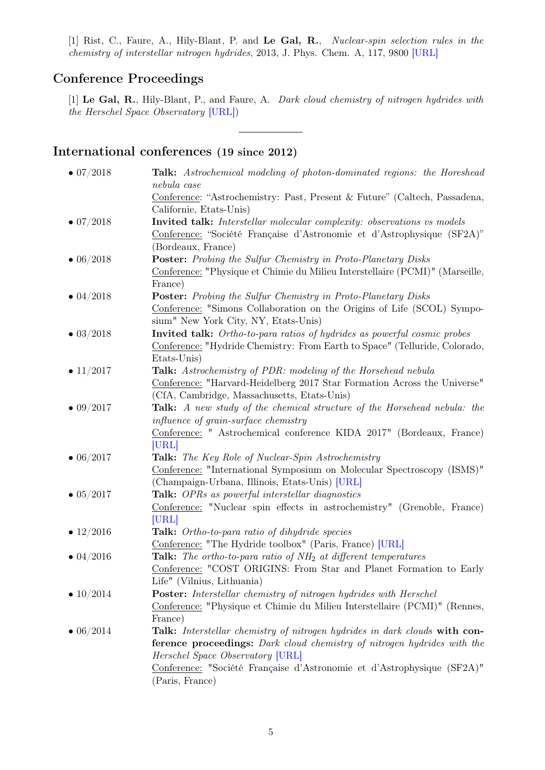[1] Rist, C., Faure, A., Hily-Blant, P. and **Le Gal, R.**, *Nuclear-spin selection rules in the chemistry of interstellar nitrogen hydrides*, 2013, J. Phys. Chem. A, 117, 9800 [URL]

## Conference Proceedings

[1] **Le Gal, R.**, Hily-Blant, P., and Faure, A. *Dark cloud chemistry of nitrogen hydrides with the Herschel Space Observatory* [URL])

---

## International conferences (19 since 2012)

- 07/2018 — **Talk:** *Astrochemical modeling of photon-dominated regions: the Horeshead nebula case*
  Conference: “Astrochemistry: Past, Present & Future” (Caltech, Passadena, Californie, Etats-Unis)
- 07/2018 — **Invited talk:** *Interstellar molecular complexity: observations vs models*
  Conference: “Société Française d’Astronomie et d’Astrophysique (SF2A)” (Bordeaux, France)
- 06/2018 — **Poster:** *Probing the Sulfur Chemistry in Proto-Planetary Disks*
  Conference: "Physique et Chimie du Milieu Interstellaire (PCMI)" (Marseille, France)
- 04/2018 — **Poster:** *Probing the Sulfur Chemistry in Proto-Planetary Disks*
  Conference: "Simons Collaboration on the Origins of Life (SCOL) Symposium" New York City, NY, Etats-Unis)
- 03/2018 — **Invited talk:** *Ortho-to-para ratios of hydrides as powerful cosmic probes*
  Conference: "Hydride Chemistry: From Earth to Space" (Telluride, Colorado, Etats-Unis)
- 11/2017 — **Talk:** *Astrochemistry of PDR: modeling of the Horsehead nebula*
  Conference: "Harvard-Heidelberg 2017 Star Formation Across the Universe" (CfA, Cambridge, Massachusetts, Etats-Unis)
- 09/2017 — **Talk:** *A new study of the chemical structure of the Horsehead nebula: the influence of grain-surface chemistry*
  Conference: " Astrochemical conference KIDA 2017" (Bordeaux, France) [URL]
- 06/2017 — **Talk:** *The Key Role of Nuclear-Spin Astrochemistry*
  Conference: "International Symposium on Molecular Spectroscopy (ISMS)" (Champaign-Urbana, Illinois, Etats-Unis) [URL]
- 05/2017 — **Talk:** *OPRs as powerful interstellar diagnostics*
  Conference: "Nuclear spin effects in astrochemistry" (Grenoble, France) [URL]
- 12/2016 — **Talk:** *Ortho-to-para ratio of dihydride species*
  Conference: "The Hydride toolbox" (Paris, France) [URL]
- 04/2016 — **Talk:** *The ortho-to-para ratio of $NH_2$ at different temperatures*
  Conference: "COST ORIGINS: From Star and Planet Formation to Early Life" (Vilnius, Lithuania)
- 10/2014 — **Poster:** *Interstellar chemistry of nitrogen hydrides with Herschel*
  Conference: "Physique et Chimie du Milieu Interstellaire (PCMI)" (Rennes, France)
- 06/2014 — **Talk:** *Interstellar chemistry of nitrogen hydrides in dark clouds* **with conference proceedings:** *Dark cloud chemistry of nitrogen hydrides with the Herschel Space Observatory* [URL]
  Conference: "Société Française d’Astronomie et d’Astrophysique (SF2A)" (Paris, France)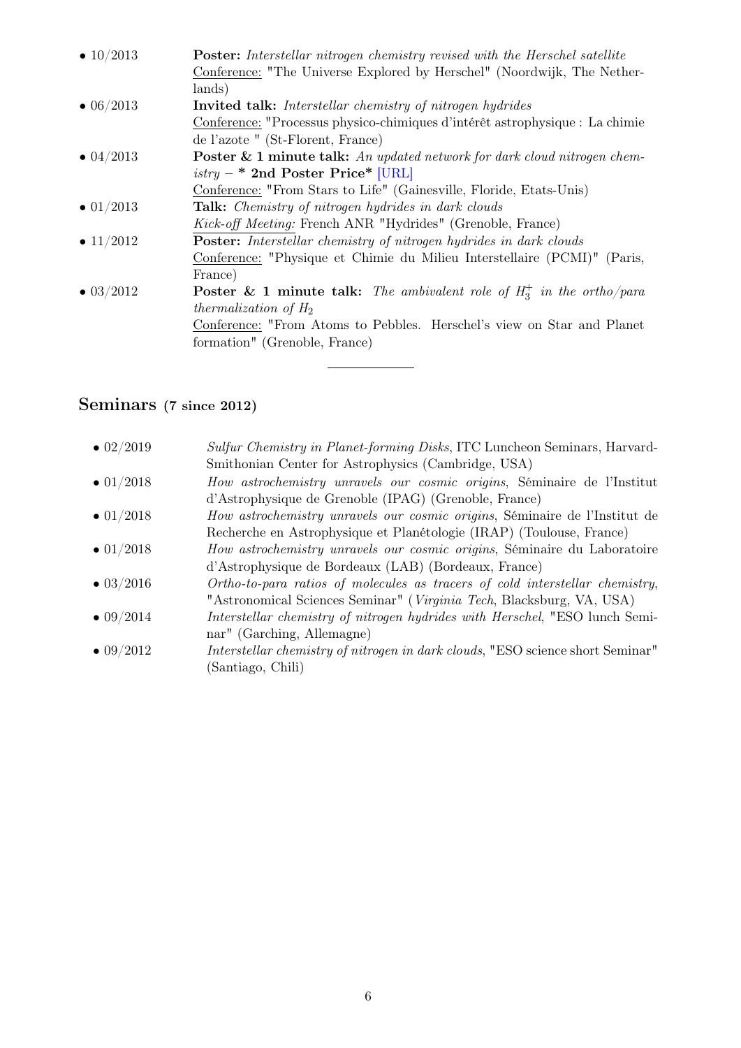- 10/2013 **Poster:** *Interstellar nitrogen chemistry revised with the Herschel satellite*
  Conference: "The Universe Explored by Herschel" (Noordwijk, The Netherlands)
- 06/2013 **Invited talk:** *Interstellar chemistry of nitrogen hydrides*
  Conference: "Processus physico-chimiques d'intérêt astrophysique : La chimie de l'azote " (St-Florent, France)
- 04/2013 **Poster & 1 minute talk:** *An updated network for dark cloud nitrogen chemistry* – * **2nd Poster Price*** [URL]
  Conference: "From Stars to Life" (Gainesville, Floride, Etats-Unis)
- 01/2013 **Talk:** *Chemistry of nitrogen hydrides in dark clouds*
  *Kick-off Meeting:* French ANR "Hydrides" (Grenoble, France)
- 11/2012 **Poster:** *Interstellar chemistry of nitrogen hydrides in dark clouds*
  Conference: "Physique et Chimie du Milieu Interstellaire (PCMI)" (Paris, France)
- 03/2012 **Poster & 1 minute talk:** *The ambivalent role of $H_3^+$ in the ortho/para thermalization of $H_2$*
  Conference: "From Atoms to Pebbles. Herschel's view on Star and Planet formation" (Grenoble, France)

---

## Seminars (7 since 2012)

- 02/2019 *Sulfur Chemistry in Planet-forming Disks*, ITC Luncheon Seminars, Harvard-Smithonian Center for Astrophysics (Cambridge, USA)
- 01/2018 *How astrochemistry unravels our cosmic origins*, Séminaire de l'Institut d'Astrophysique de Grenoble (IPAG) (Grenoble, France)
- 01/2018 *How astrochemistry unravels our cosmic origins*, Séminaire de l'Institut de Recherche en Astrophysique et Planétologie (IRAP) (Toulouse, France)
- 01/2018 *How astrochemistry unravels our cosmic origins*, Séminaire du Laboratoire d'Astrophysique de Bordeaux (LAB) (Bordeaux, France)
- 03/2016 *Ortho-to-para ratios of molecules as tracers of cold interstellar chemistry*, "Astronomical Sciences Seminar" (*Virginia Tech*, Blacksburg, VA, USA)
- 09/2014 *Interstellar chemistry of nitrogen hydrides with Herschel*, "ESO lunch Seminar" (Garching, Allemagne)
- 09/2012 *Interstellar chemistry of nitrogen in dark clouds*, "ESO science short Seminar" (Santiago, Chili)